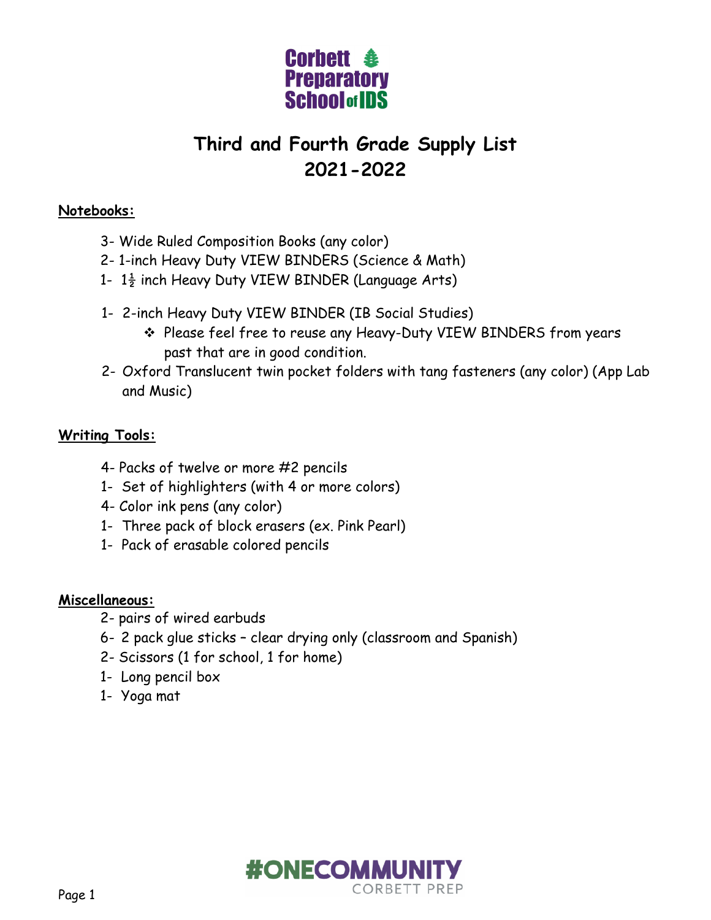Corbett Preparatory School of IDS

# Third and Fourth Grade Supply List 2021-2022

**Notebooks:**

3- Wide Ruled Composition Books (any color)
2- 1-inch Heavy Duty VIEW BINDERS (Science & Math)
1- 1½ inch Heavy Duty VIEW BINDER (Language Arts)

1- 2-inch Heavy Duty VIEW BINDER (IB Social Studies)
- Please feel free to reuse any Heavy-Duty VIEW BINDERS from years past that are in good condition.

2- Oxford Translucent twin pocket folders with tang fasteners (any color) (App Lab and Music)

**Writing Tools:**

4- Packs of twelve or more #2 pencils
1- Set of highlighters (with 4 or more colors)
4- Color ink pens (any color)
1- Three pack of block erasers (ex. Pink Pearl)
1- Pack of erasable colored pencils

**Miscellaneous:**

2- pairs of wired earbuds
6- 2 pack glue sticks – clear drying only (classroom and Spanish)
2- Scissors (1 for school, 1 for home)
1- Long pencil box
1- Yoga mat

#ONECOMMUNITY CORBETT PREP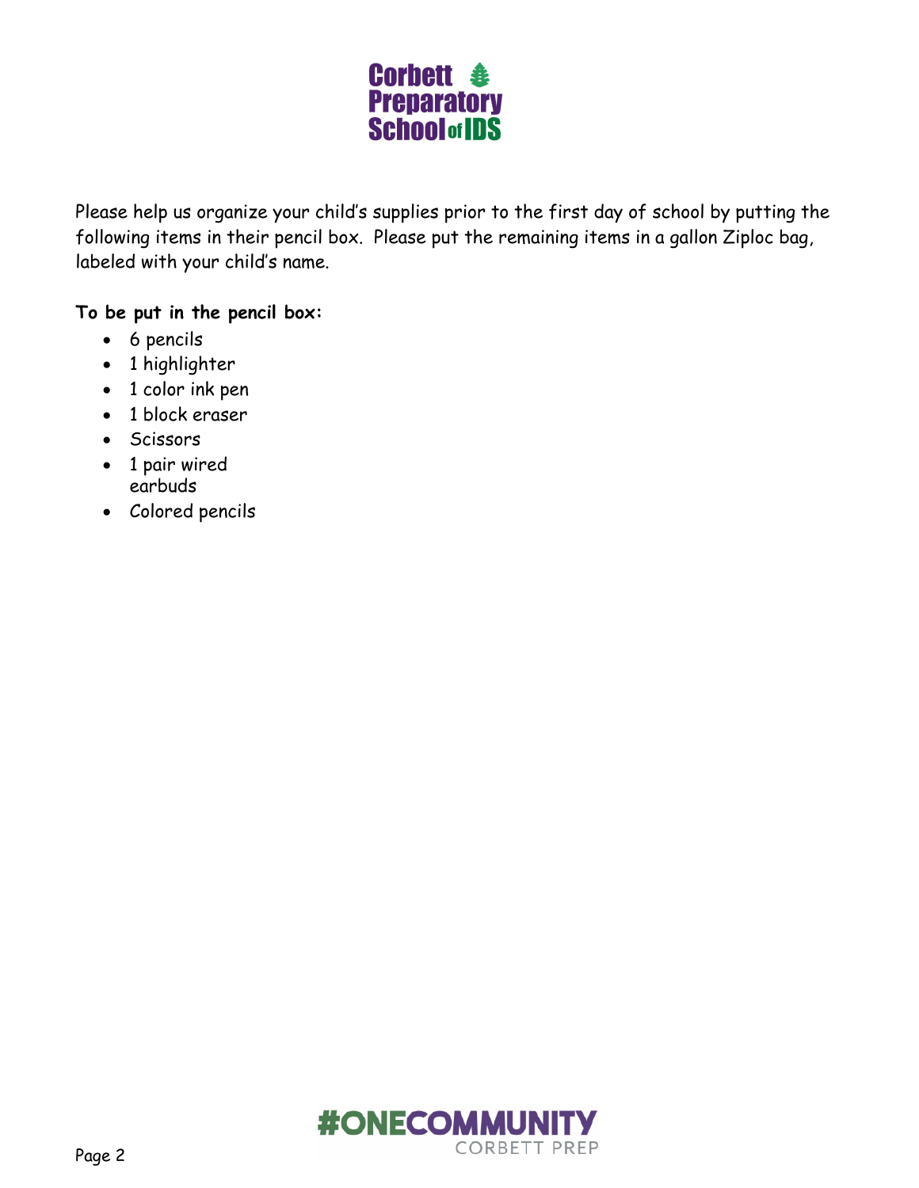Corbett Preparatory School of IDS

Please help us organize your child's supplies prior to the first day of school by putting the following items in their pencil box. Please put the remaining items in a gallon Ziploc bag, labeled with your child's name.

**To be put in the pencil box:**

- 6 pencils
- 1 highlighter
- 1 color ink pen
- 1 block eraser
- Scissors
- 1 pair wired earbuds
- Colored pencils

#ONECOMMUNITY
CORBETT PREP